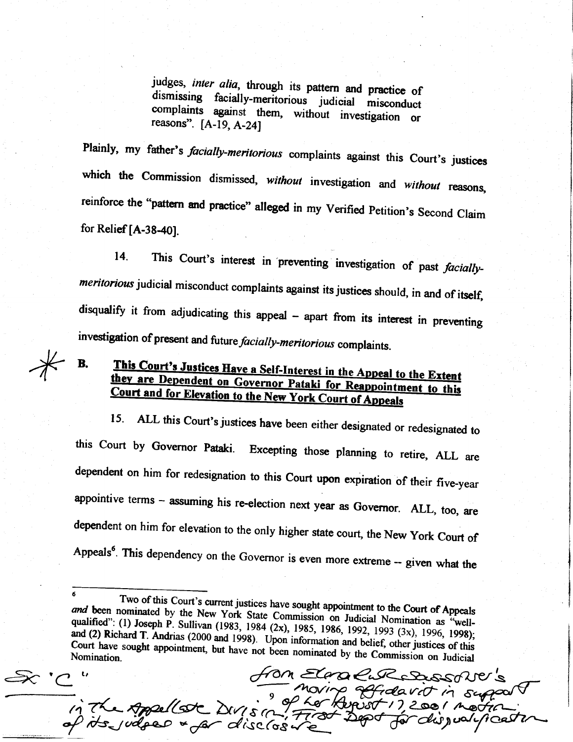judges, *inter alia*, through its pattern and practice of dismissing facially-meritorious judicial misconduct complaints against them, without investigation or reasons". [A-19, A-24]

Plainly, my father's *facially-meritorious* complaints against this Court's justices which the Commission dismissed, *without* investigation and *without* reasons, reinforce the "pattern and practice" alleged in my Verified Petition's Second Claim for Relief [A-38-40].

14. This Court's interest in preventing investigation of past *facially-meritorious* judicial misconduct complaints against its justices should, in and of itself, disqualify it from adjudicating this appeal – apart from its interest in preventing investigation of present and future *facially-meritorious* complaints.

**B. <u>This Court's Justices Have a Self-Interest in the Appeal to the Extent they are Dependent on Governor Pataki for Reappointment to this Court and for Elevation to the New York Court of Appeals</u>**

15. ALL this Court's justices have been either designated or redesignated to this Court by Governor Pataki. Excepting those planning to retire, ALL are dependent on him for redesignation to this Court upon expiration of their five-year appointive terms – assuming his re-election next year as Governor. ALL, too, are dependent on him for elevation to the only higher state court, the New York Court of Appeals[6]. This dependency on the Governor is even more extreme -- given what the

---

[6] Two of this Court's current justices have sought appointment to the Court of Appeals *and* been nominated by the New York State Commission on Judicial Nomination as "well-qualified": (1) Joseph P. Sullivan (1983, 1984 (2x), 1985, 1986, 1992, 1993 (3x), 1996, 1998); and (2) Richard T. Andrias (2000 and 1998). Upon information and belief, other justices of this Court have sought appointment, but have not been nominated by the Commission on Judicial Nomination.

Ex "C" — from Elena Ruth Sassower's moving affidavit in support of her August 17, 2001 motion in the Appellate Division, First Dept for disqualification of its judges & for disclosure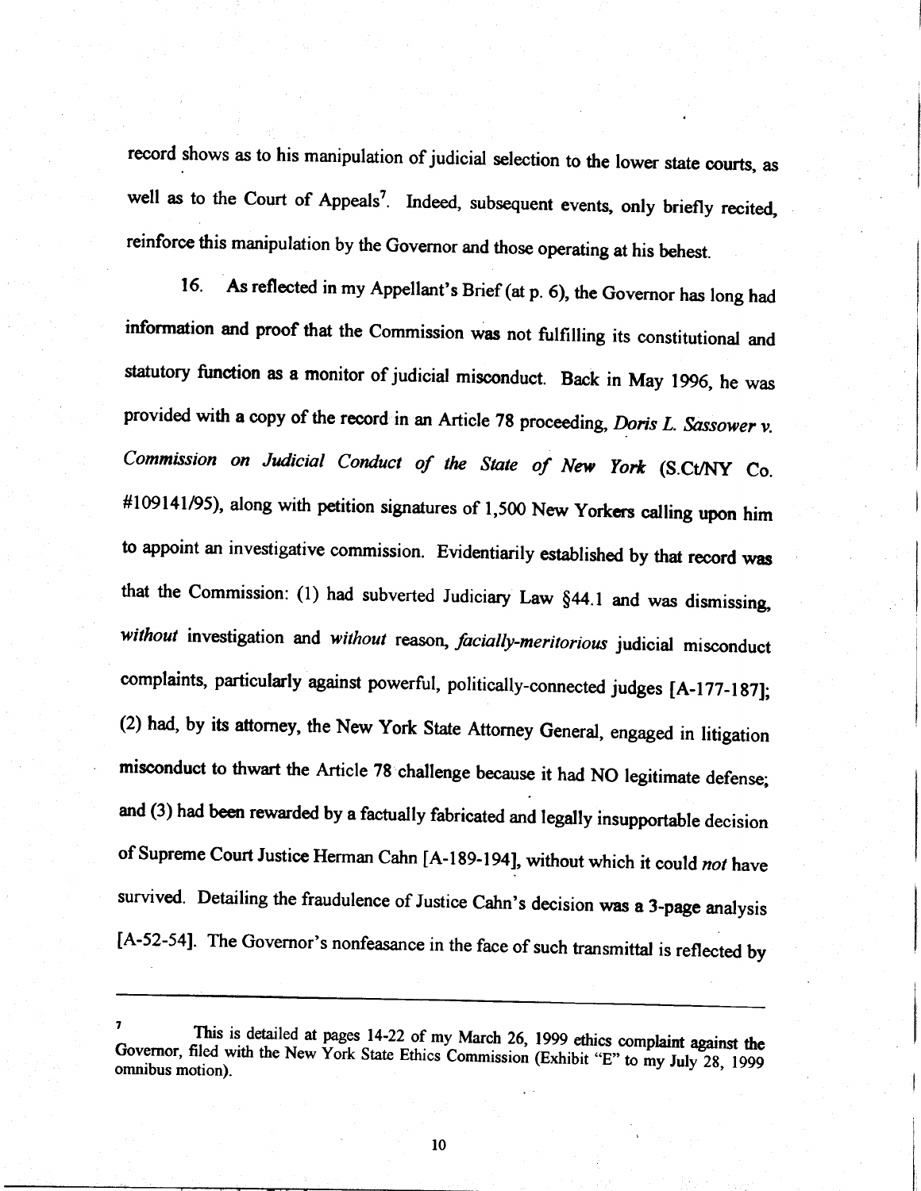record shows as to his manipulation of judicial selection to the lower state courts, as well as to the Court of Appeals[7]. Indeed, subsequent events, only briefly recited, reinforce this manipulation by the Governor and those operating at his behest.

16. As reflected in my Appellant's Brief (at p. 6), the Governor has long had information and proof that the Commission was not fulfilling its constitutional and statutory function as a monitor of judicial misconduct. Back in May 1996, he was provided with a copy of the record in an Article 78 proceeding, *Doris L. Sassower v. Commission on Judicial Conduct of the State of New York* (S.Ct/NY Co. #109141/95), along with petition signatures of 1,500 New Yorkers calling upon him to appoint an investigative commission. Evidentiarily established by that record was that the Commission: (1) had subverted Judiciary Law §44.1 and was dismissing, *without* investigation and *without* reason, *facially-meritorious* judicial misconduct complaints, particularly against powerful, politically-connected judges [A-177-187]; (2) had, by its attorney, the New York State Attorney General, engaged in litigation misconduct to thwart the Article 78 challenge because it had NO legitimate defense; and (3) had been rewarded by a factually fabricated and legally insupportable decision of Supreme Court Justice Herman Cahn [A-189-194], without which it could *not* have survived. Detailing the fraudulence of Justice Cahn's decision was a 3-page analysis [A-52-54]. The Governor's nonfeasance in the face of such transmittal is reflected by

---

[7] This is detailed at pages 14-22 of my March 26, 1999 ethics complaint against the Governor, filed with the New York State Ethics Commission (Exhibit "E" to my July 28, 1999 omnibus motion).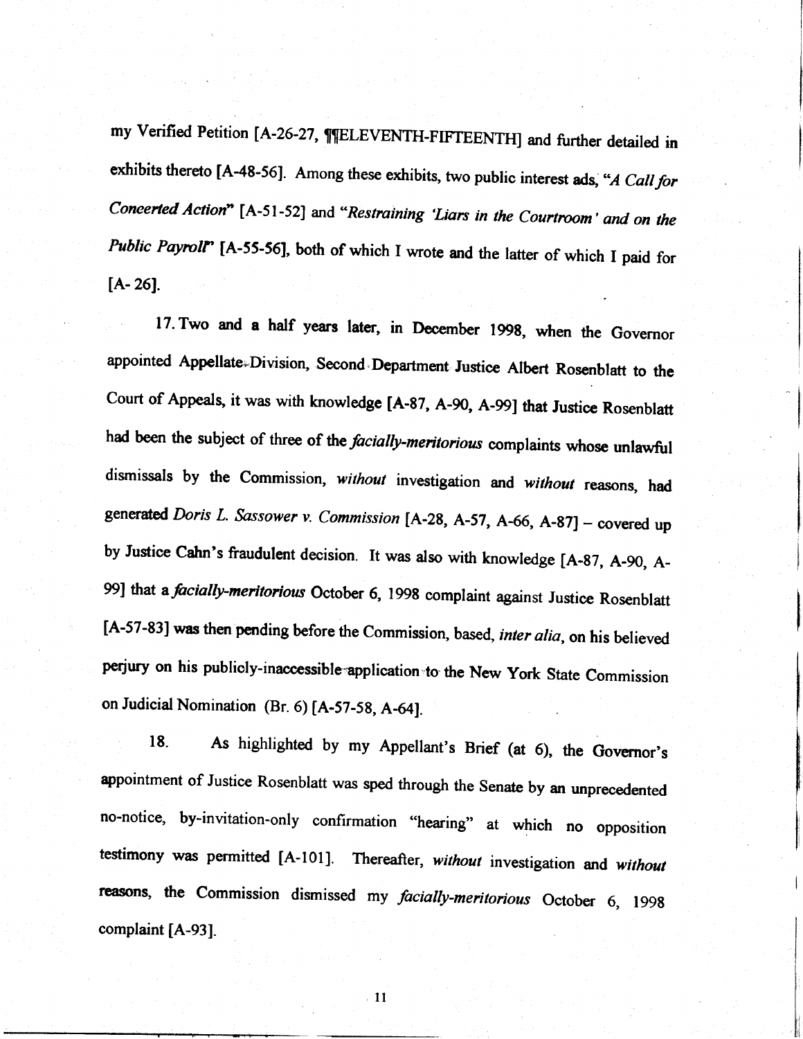my Verified Petition [A-26-27, ¶¶ELEVENTH-FIFTEENTH] and further detailed in exhibits thereto [A-48-56]. Among these exhibits, two public interest ads, "*A Call for Concerted Action*" [A-51-52] and "*Restraining 'Liars in the Courtroom' and on the Public Payroll*" [A-55-56], both of which I wrote and the latter of which I paid for [A- 26].

17. Two and a half years later, in December 1998, when the Governor appointed Appellate Division, Second Department Justice Albert Rosenblatt to the Court of Appeals, it was with knowledge [A-87, A-90, A-99] that Justice Rosenblatt had been the subject of three of the *facially-meritorious* complaints whose unlawful dismissals by the Commission, *without* investigation and *without* reasons, had generated *Doris L. Sassower v. Commission* [A-28, A-57, A-66, A-87] – covered up by Justice Cahn's fraudulent decision. It was also with knowledge [A-87, A-90, A-99] that a *facially-meritorious* October 6, 1998 complaint against Justice Rosenblatt [A-57-83] was then pending before the Commission, based, *inter alia*, on his believed perjury on his publicly-inaccessible application to the New York State Commission on Judicial Nomination (Br. 6) [A-57-58, A-64].

18. As highlighted by my Appellant's Brief (at 6), the Governor's appointment of Justice Rosenblatt was sped through the Senate by an unprecedented no-notice, by-invitation-only confirmation "hearing" at which no opposition testimony was permitted [A-101]. Thereafter, *without* investigation and *without* reasons, the Commission dismissed my *facially-meritorious* October 6, 1998 complaint [A-93].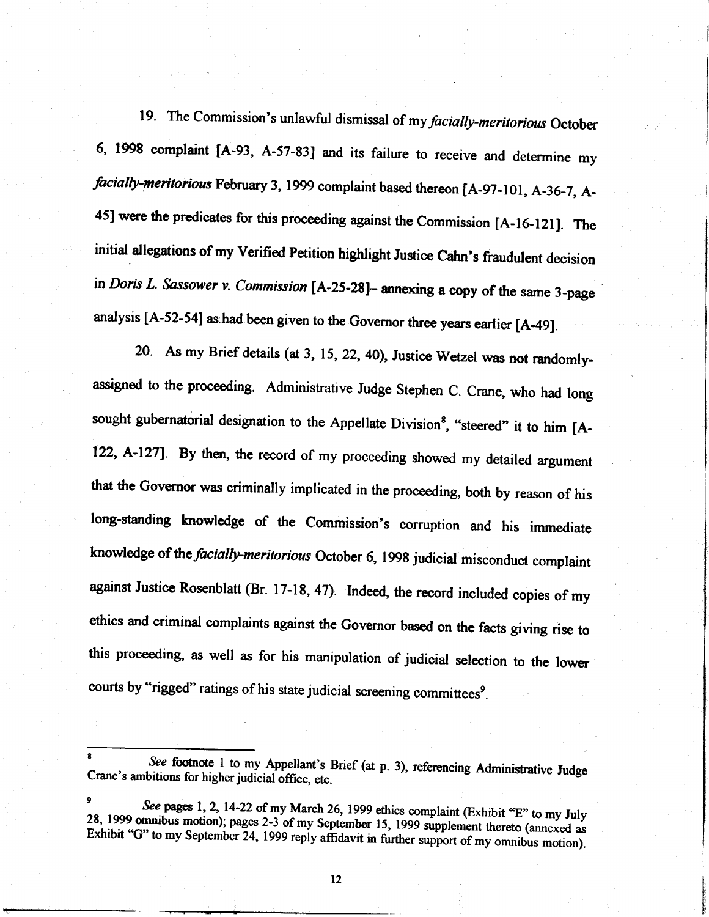19. The Commission's unlawful dismissal of my *facially-meritorious* October 6, 1998 complaint [A-93, A-57-83] and its failure to receive and determine my *facially-meritorious* February 3, 1999 complaint based thereon [A-97-101, A-36-7, A-45] were the predicates for this proceeding against the Commission [A-16-121]. The initial allegations of my Verified Petition highlight Justice Cahn's fraudulent decision in *Doris L. Sassower v. Commission* [A-25-28]– annexing a copy of the same 3-page analysis [A-52-54] as had been given to the Governor three years earlier [A-49].

20. As my Brief details (at 3, 15, 22, 40), Justice Wetzel was not randomly-assigned to the proceeding. Administrative Judge Stephen C. Crane, who had long sought gubernatorial designation to the Appellate Division[8], "steered" it to him [A-122, A-127]. By then, the record of my proceeding showed my detailed argument that the Governor was criminally implicated in the proceeding, both by reason of his long-standing knowledge of the Commission's corruption and his immediate knowledge of the *facially-meritorious* October 6, 1998 judicial misconduct complaint against Justice Rosenblatt (Br. 17-18, 47). Indeed, the record included copies of my ethics and criminal complaints against the Governor based on the facts giving rise to this proceeding, as well as for his manipulation of judicial selection to the lower courts by "rigged" ratings of his state judicial screening committees[9].

---

[8] *See* footnote 1 to my Appellant's Brief (at p. 3), referencing Administrative Judge Crane's ambitions for higher judicial office, etc.

[9] *See* pages 1, 2, 14-22 of my March 26, 1999 ethics complaint (Exhibit "E" to my July 28, 1999 omnibus motion); pages 2-3 of my September 15, 1999 supplement thereto (annexed as Exhibit "G" to my September 24, 1999 reply affidavit in further support of my omnibus motion).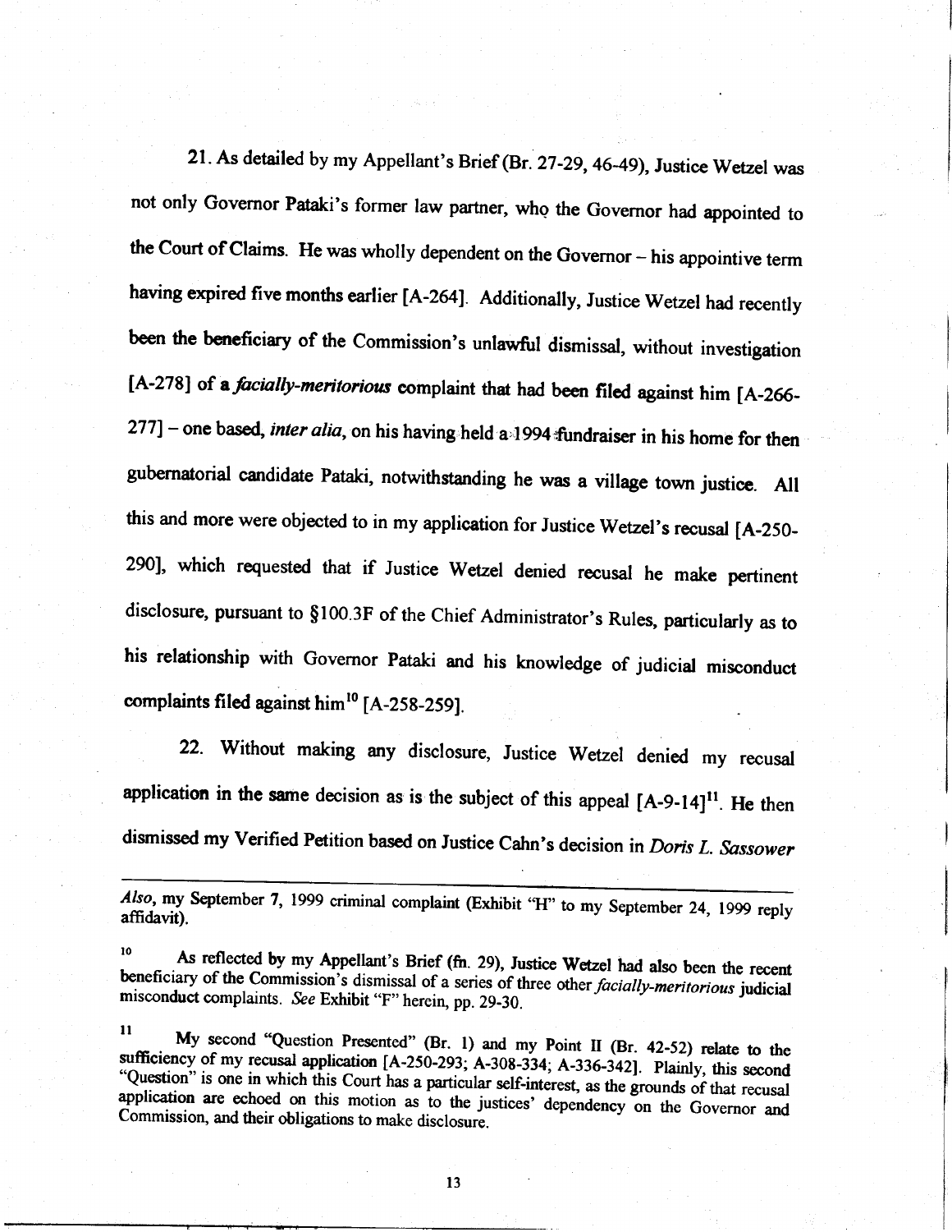21. As detailed by my Appellant's Brief (Br. 27-29, 46-49), Justice Wetzel was not only Governor Pataki's former law partner, who the Governor had appointed to the Court of Claims. He was wholly dependent on the Governor – his appointive term having expired five months earlier [A-264]. Additionally, Justice Wetzel had recently been the beneficiary of the Commission's unlawful dismissal, without investigation [A-278] of a *facially-meritorious* complaint that had been filed against him [A-266-277] – one based, *inter alia*, on his having held a 1994 fundraiser in his home for then gubernatorial candidate Pataki, notwithstanding he was a village town justice. All this and more were objected to in my application for Justice Wetzel's recusal [A-250-290], which requested that if Justice Wetzel denied recusal he make pertinent disclosure, pursuant to §100.3F of the Chief Administrator's Rules, particularly as to his relationship with Governor Pataki and his knowledge of judicial misconduct complaints filed against him[10] [A-258-259].

22. Without making any disclosure, Justice Wetzel denied my recusal application in the same decision as is the subject of this appeal [A-9-14][11]. He then dismissed my Verified Petition based on Justice Cahn's decision in *Doris L. Sassower*

---

*Also*, my September 7, 1999 criminal complaint (Exhibit "H" to my September 24, 1999 reply affidavit).

10 As reflected by my Appellant's Brief (fn. 29), Justice Wetzel had also been the recent beneficiary of the Commission's dismissal of a series of three other *facially-meritorious* judicial misconduct complaints. *See* Exhibit "F" herein, pp. 29-30.

11 My second "Question Presented" (Br. 1) and my Point II (Br. 42-52) relate to the sufficiency of my recusal application [A-250-293; A-308-334; A-336-342]. Plainly, this second "Question" is one in which this Court has a particular self-interest, as the grounds of that recusal application are echoed on this motion as to the justices' dependency on the Governor and Commission, and their obligations to make disclosure.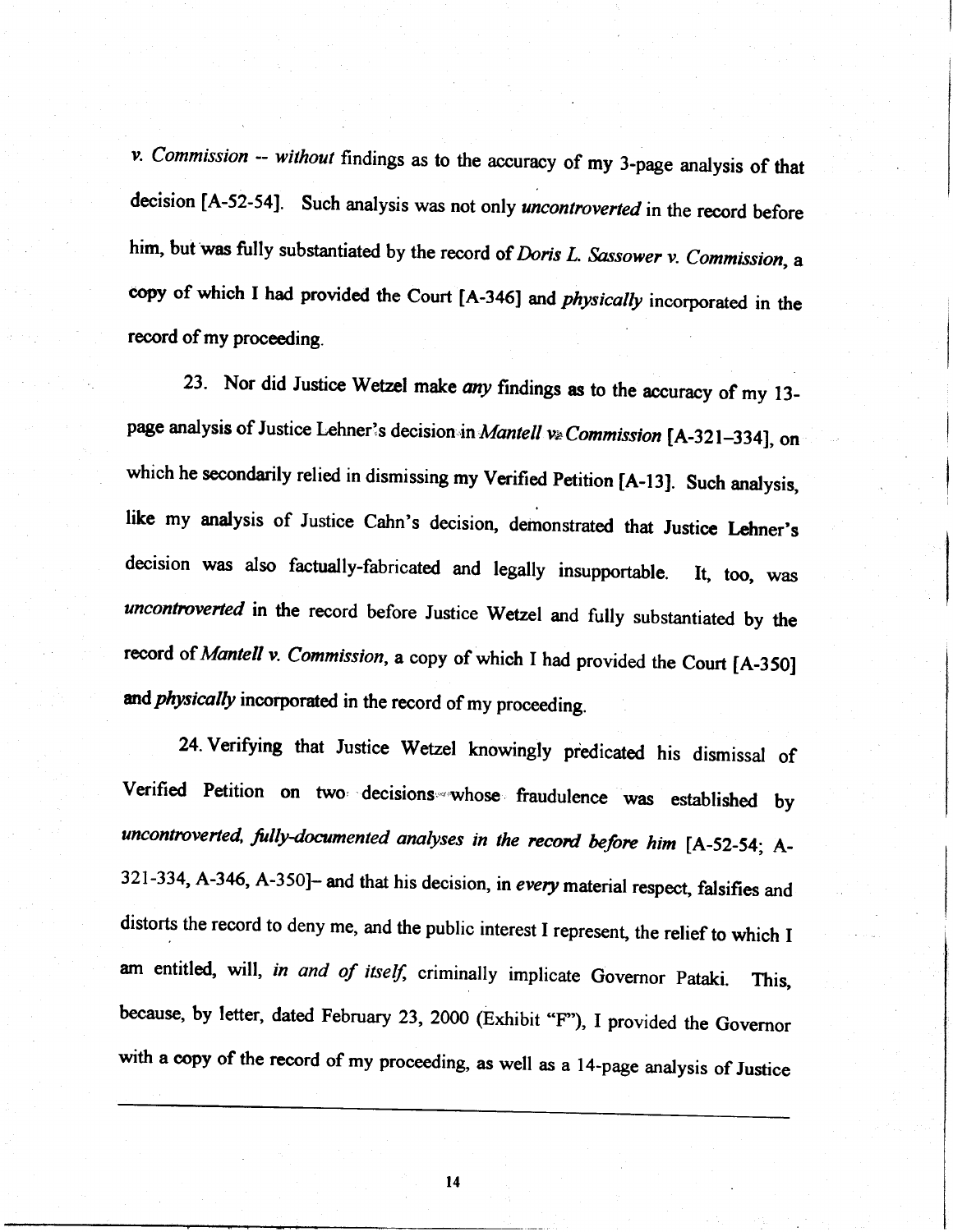*v. Commission* -- *without* findings as to the accuracy of my 3-page analysis of that decision [A-52-54]. Such analysis was not only *uncontroverted* in the record before him, but was fully substantiated by the record of *Doris L. Sassower v. Commission*, a copy of which I had provided the Court [A-346] and *physically* incorporated in the record of my proceeding.

23. Nor did Justice Wetzel make *any* findings as to the accuracy of my 13-page analysis of Justice Lehner's decision in *Mantell v. Commission* [A-321–334], on which he secondarily relied in dismissing my Verified Petition [A-13]. Such analysis, like my analysis of Justice Cahn's decision, demonstrated that Justice Lehner's decision was also factually-fabricated and legally insupportable. It, too, was *uncontroverted* in the record before Justice Wetzel and fully substantiated by the record of *Mantell v. Commission*, a copy of which I had provided the Court [A-350] and *physically* incorporated in the record of my proceeding.

24. Verifying that Justice Wetzel knowingly predicated his dismissal of Verified Petition on two decisions whose fraudulence was established by *uncontroverted, fully-documented analyses in the record before him* [A-52-54; A-321-334, A-346, A-350]– and that his decision, in *every* material respect, falsifies and distorts the record to deny me, and the public interest I represent, the relief to which I am entitled, will, *in and of itself*, criminally implicate Governor Pataki. This, because, by letter, dated February 23, 2000 (Exhibit "F"), I provided the Governor with a copy of the record of my proceeding, as well as a 14-page analysis of Justice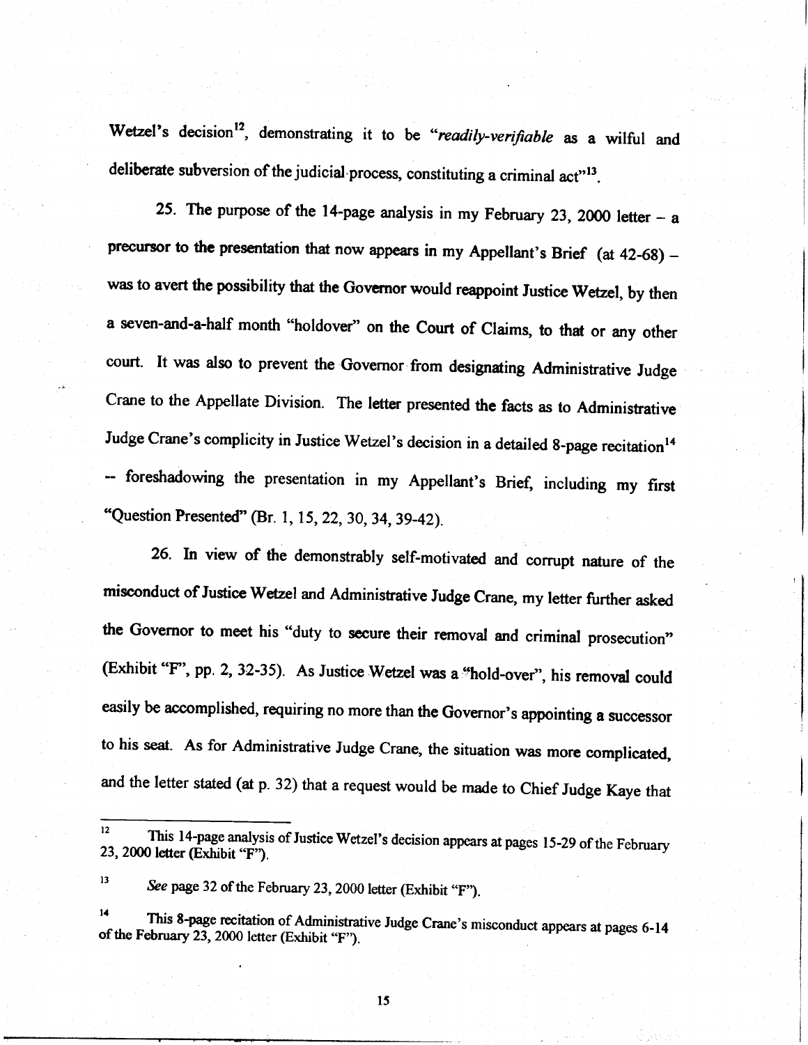Wetzel's decision[12], demonstrating it to be "*readily-verifiable* as a wilful and deliberate subversion of the judicial process, constituting a criminal act"[13].

25. The purpose of the 14-page analysis in my February 23, 2000 letter – a precursor to the presentation that now appears in my Appellant's Brief (at 42-68) – was to avert the possibility that the Governor would reappoint Justice Wetzel, by then a seven-and-a-half month "holdover" on the Court of Claims, to that or any other court. It was also to prevent the Governor from designating Administrative Judge Crane to the Appellate Division. The letter presented the facts as to Administrative Judge Crane's complicity in Justice Wetzel's decision in a detailed 8-page recitation[14] -- foreshadowing the presentation in my Appellant's Brief, including my first "Question Presented" (Br. 1, 15, 22, 30, 34, 39-42).

26. In view of the demonstrably self-motivated and corrupt nature of the misconduct of Justice Wetzel and Administrative Judge Crane, my letter further asked the Governor to meet his "duty to secure their removal and criminal prosecution" (Exhibit "F", pp. 2, 32-35). As Justice Wetzel was a "hold-over", his removal could easily be accomplished, requiring no more than the Governor's appointing a successor to his seat. As for Administrative Judge Crane, the situation was more complicated, and the letter stated (at p. 32) that a request would be made to Chief Judge Kaye that

---

[12] This 14-page analysis of Justice Wetzel's decision appears at pages 15-29 of the February 23, 2000 letter (Exhibit "F").

[13] *See* page 32 of the February 23, 2000 letter (Exhibit "F").

[14] This 8-page recitation of Administrative Judge Crane's misconduct appears at pages 6-14 of the February 23, 2000 letter (Exhibit "F").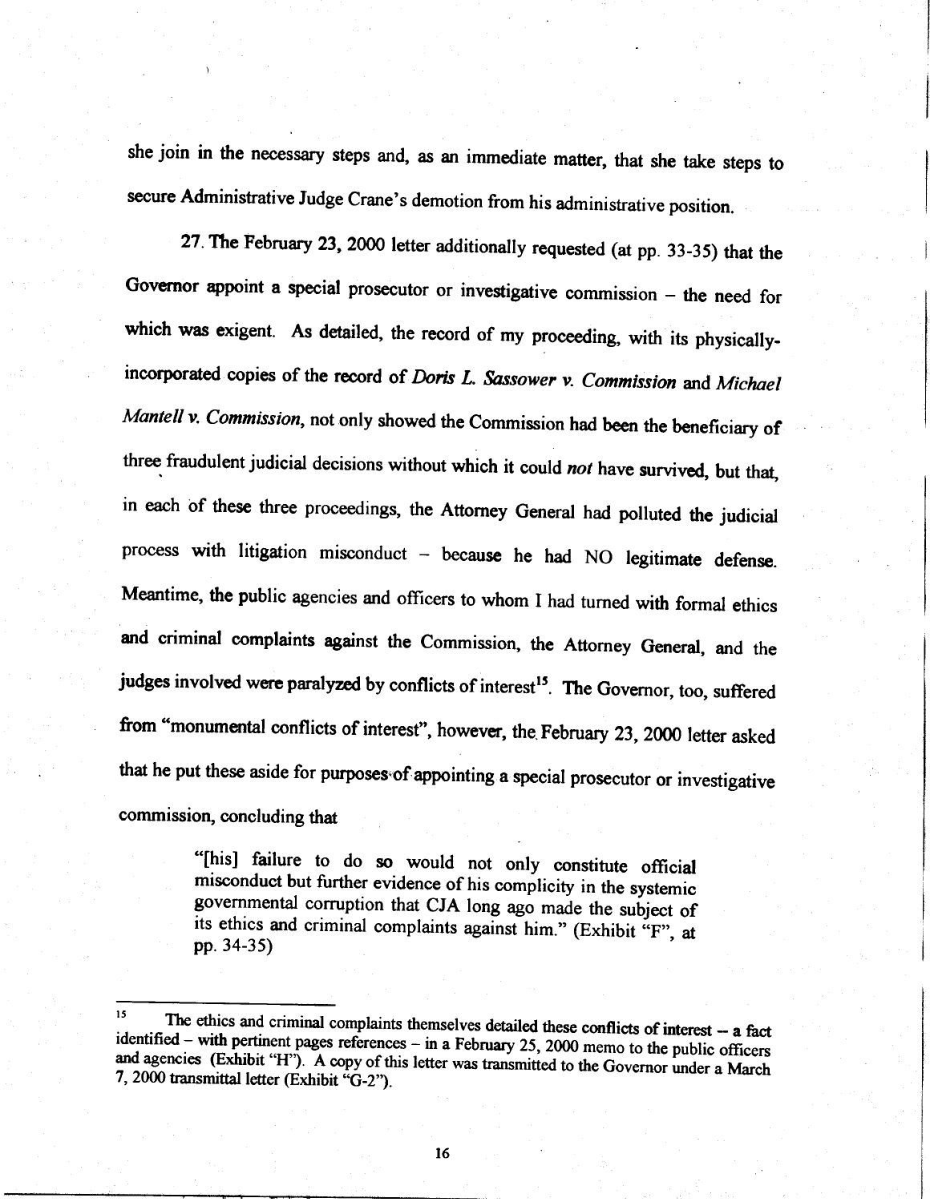she join in the necessary steps and, as an immediate matter, that she take steps to secure Administrative Judge Crane's demotion from his administrative position.

27. The February 23, 2000 letter additionally requested (at pp. 33-35) that the Governor appoint a special prosecutor or investigative commission – the need for which was exigent. As detailed, the record of my proceeding, with its physically-incorporated copies of the record of *Doris L. Sassower v. Commission* and *Michael Mantell v. Commission*, not only showed the Commission had been the beneficiary of three fraudulent judicial decisions without which it could *not* have survived, but that, in each of these three proceedings, the Attorney General had polluted the judicial process with litigation misconduct – because he had NO legitimate defense. Meantime, the public agencies and officers to whom I had turned with formal ethics and criminal complaints against the Commission, the Attorney General, and the judges involved were paralyzed by conflicts of interest[15]. The Governor, too, suffered from "monumental conflicts of interest", however, the February 23, 2000 letter asked that he put these aside for purposes of appointing a special prosecutor or investigative commission, concluding that

> "[his] failure to do so would not only constitute official misconduct but further evidence of his complicity in the systemic governmental corruption that CJA long ago made the subject of its ethics and criminal complaints against him." (Exhibit "F", at pp. 34-35)

---

[15] The ethics and criminal complaints themselves detailed these conflicts of interest – a fact identified – with pertinent pages references – in a February 25, 2000 memo to the public officers and agencies (Exhibit "H"). A copy of this letter was transmitted to the Governor under a March 7, 2000 transmittal letter (Exhibit "G-2").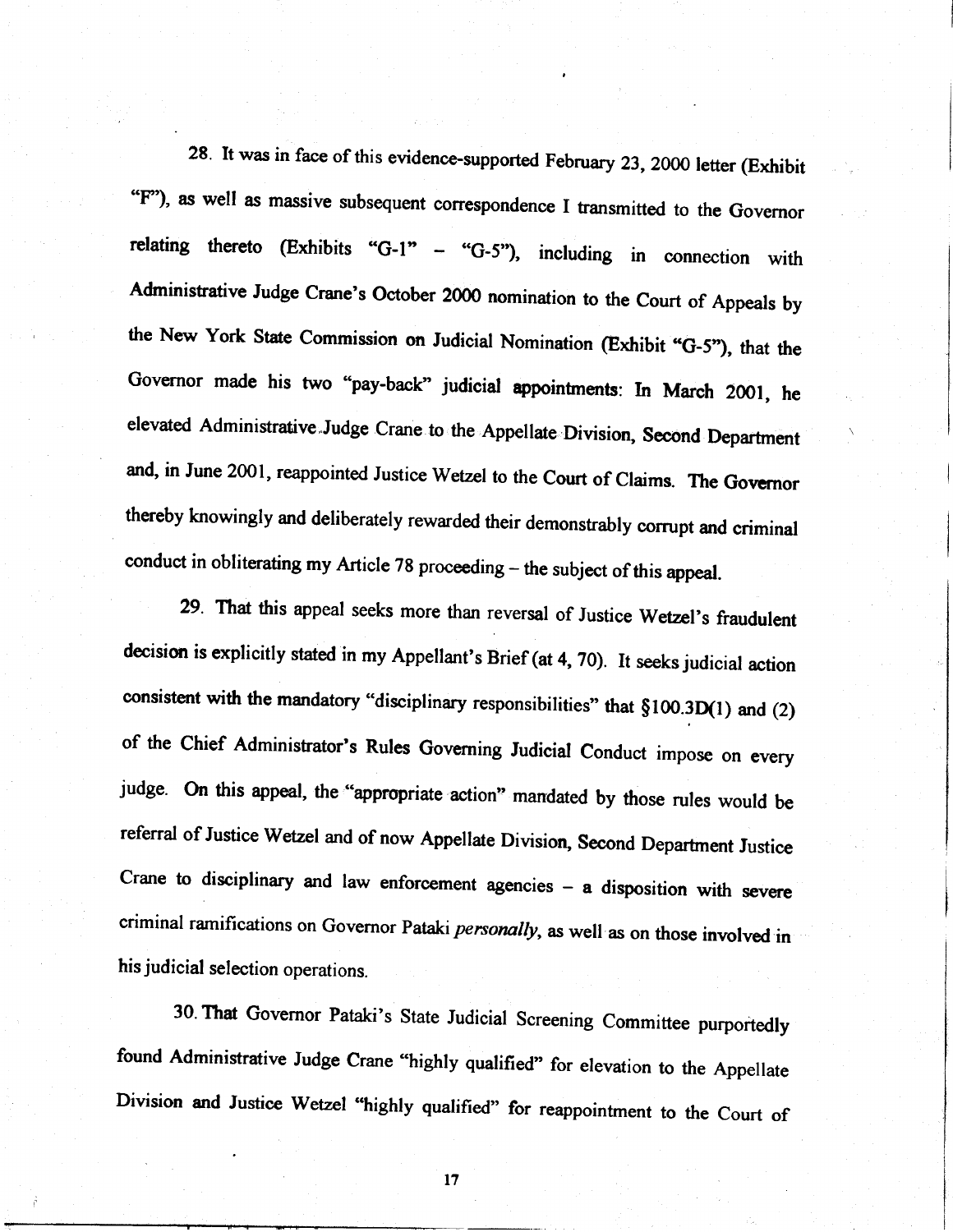28. It was in face of this evidence-supported February 23, 2000 letter (Exhibit "F"), as well as massive subsequent correspondence I transmitted to the Governor relating thereto (Exhibits "G-1" – "G-5"), including in connection with Administrative Judge Crane's October 2000 nomination to the Court of Appeals by the New York State Commission on Judicial Nomination (Exhibit "G-5"), that the Governor made his two "pay-back" judicial appointments: In March 2001, he elevated Administrative Judge Crane to the Appellate Division, Second Department and, in June 2001, reappointed Justice Wetzel to the Court of Claims. The Governor thereby knowingly and deliberately rewarded their demonstrably corrupt and criminal conduct in obliterating my Article 78 proceeding – the subject of this appeal.

29. That this appeal seeks more than reversal of Justice Wetzel's fraudulent decision is explicitly stated in my Appellant's Brief (at 4, 70). It seeks judicial action consistent with the mandatory "disciplinary responsibilities" that §100.3D(1) and (2) of the Chief Administrator's Rules Governing Judicial Conduct impose on every judge. On this appeal, the "appropriate action" mandated by those rules would be referral of Justice Wetzel and of now Appellate Division, Second Department Justice Crane to disciplinary and law enforcement agencies – a disposition with severe criminal ramifications on Governor Pataki *personally*, as well as on those involved in his judicial selection operations.

30. That Governor Pataki's State Judicial Screening Committee purportedly found Administrative Judge Crane "highly qualified" for elevation to the Appellate Division and Justice Wetzel "highly qualified" for reappointment to the Court of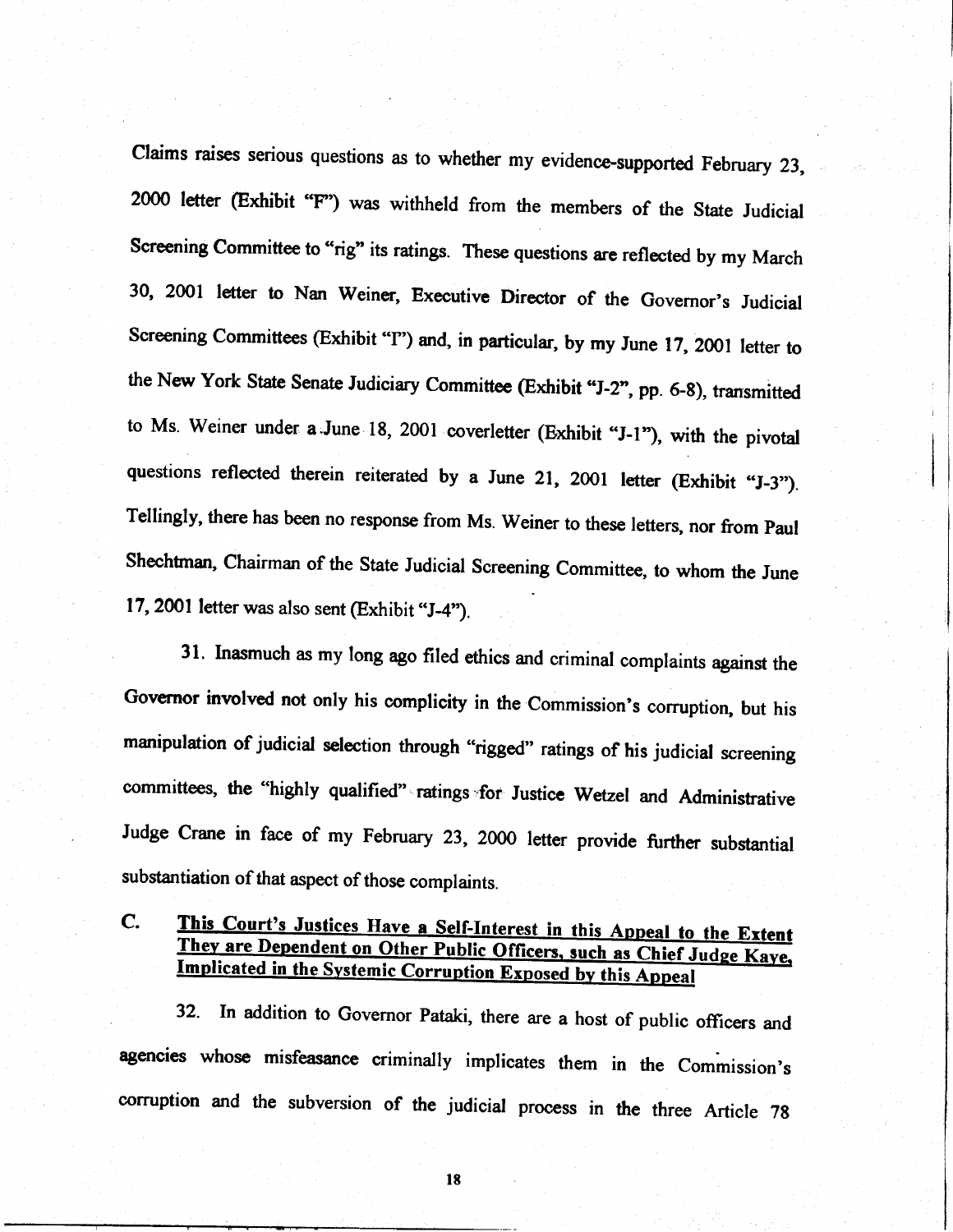Claims raises serious questions as to whether my evidence-supported February 23, 2000 letter (Exhibit "F") was withheld from the members of the State Judicial Screening Committee to "rig" its ratings. These questions are reflected by my March 30, 2001 letter to Nan Weiner, Executive Director of the Governor's Judicial Screening Committees (Exhibit "I") and, in particular, by my June 17, 2001 letter to the New York State Senate Judiciary Committee (Exhibit "J-2", pp. 6-8), transmitted to Ms. Weiner under a June 18, 2001 coverletter (Exhibit "J-1"), with the pivotal questions reflected therein reiterated by a June 21, 2001 letter (Exhibit "J-3"). Tellingly, there has been no response from Ms. Weiner to these letters, nor from Paul Shechtman, Chairman of the State Judicial Screening Committee, to whom the June 17, 2001 letter was also sent (Exhibit "J-4").

31. Inasmuch as my long ago filed ethics and criminal complaints against the Governor involved not only his complicity in the Commission's corruption, but his manipulation of judicial selection through "rigged" ratings of his judicial screening committees, the "highly qualified" ratings for Justice Wetzel and Administrative Judge Crane in face of my February 23, 2000 letter provide further substantial substantiation of that aspect of those complaints.

### C. This Court's Justices Have a Self-Interest in this Appeal to the Extent They are Dependent on Other Public Officers, such as Chief Judge Kaye, Implicated in the Systemic Corruption Exposed by this Appeal

32. In addition to Governor Pataki, there are a host of public officers and agencies whose misfeasance criminally implicates them in the Commission's corruption and the subversion of the judicial process in the three Article 78